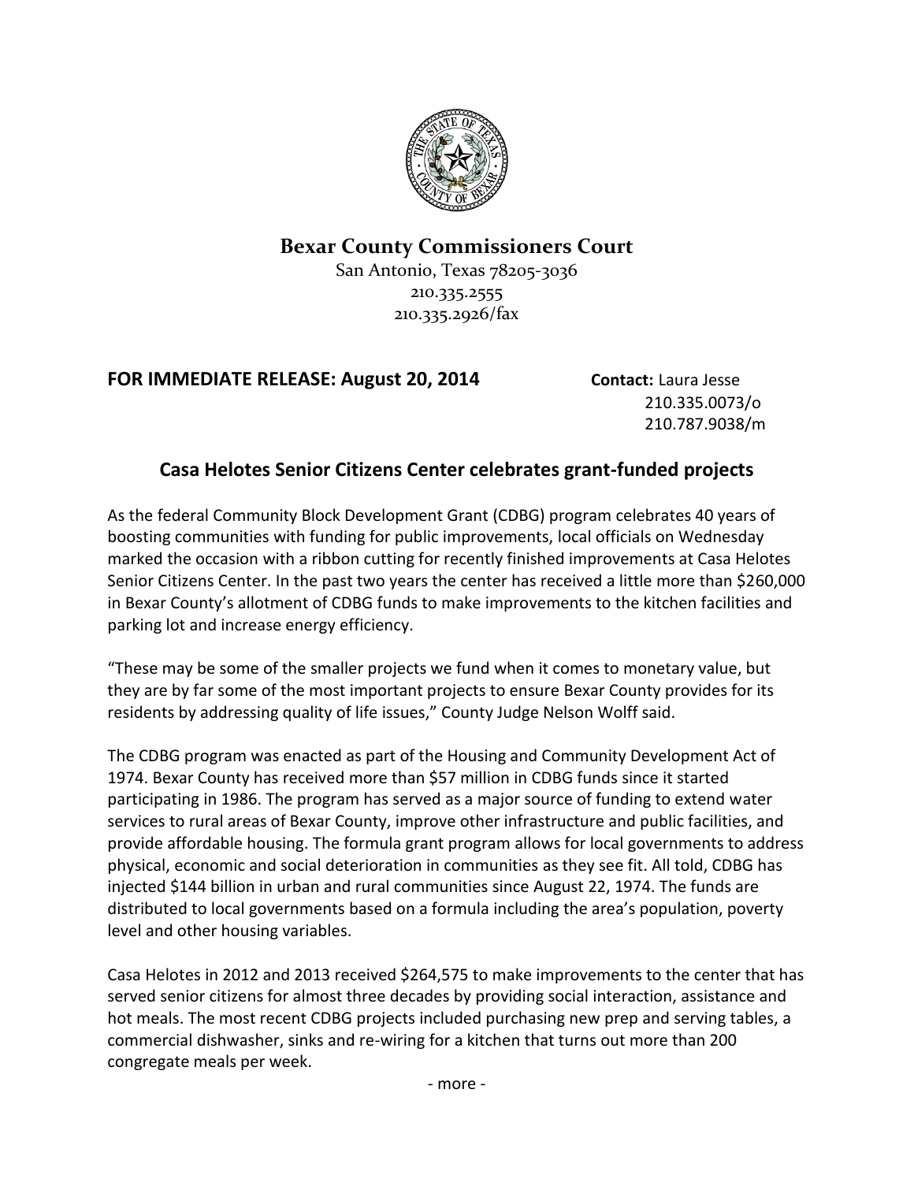**Bexar County Commissioners Court**

San Antonio, Texas 78205-3036
210.335.2555
210.335.2926/fax

**FOR IMMEDIATE RELEASE: August 20, 2014**

**Contact:** Laura Jesse
210.335.0073/o
210.787.9038/m

## Casa Helotes Senior Citizens Center celebrates grant-funded projects

As the federal Community Block Development Grant (CDBG) program celebrates 40 years of boosting communities with funding for public improvements, local officials on Wednesday marked the occasion with a ribbon cutting for recently finished improvements at Casa Helotes Senior Citizens Center. In the past two years the center has received a little more than $260,000 in Bexar County's allotment of CDBG funds to make improvements to the kitchen facilities and parking lot and increase energy efficiency.

"These may be some of the smaller projects we fund when it comes to monetary value, but they are by far some of the most important projects to ensure Bexar County provides for its residents by addressing quality of life issues," County Judge Nelson Wolff said.

The CDBG program was enacted as part of the Housing and Community Development Act of 1974. Bexar County has received more than $57 million in CDBG funds since it started participating in 1986. The program has served as a major source of funding to extend water services to rural areas of Bexar County, improve other infrastructure and public facilities, and provide affordable housing. The formula grant program allows for local governments to address physical, economic and social deterioration in communities as they see fit. All told, CDBG has injected $144 billion in urban and rural communities since August 22, 1974. The funds are distributed to local governments based on a formula including the area's population, poverty level and other housing variables.

Casa Helotes in 2012 and 2013 received $264,575 to make improvements to the center that has served senior citizens for almost three decades by providing social interaction, assistance and hot meals. The most recent CDBG projects included purchasing new prep and serving tables, a commercial dishwasher, sinks and re-wiring for a kitchen that turns out more than 200 congregate meals per week.

- more -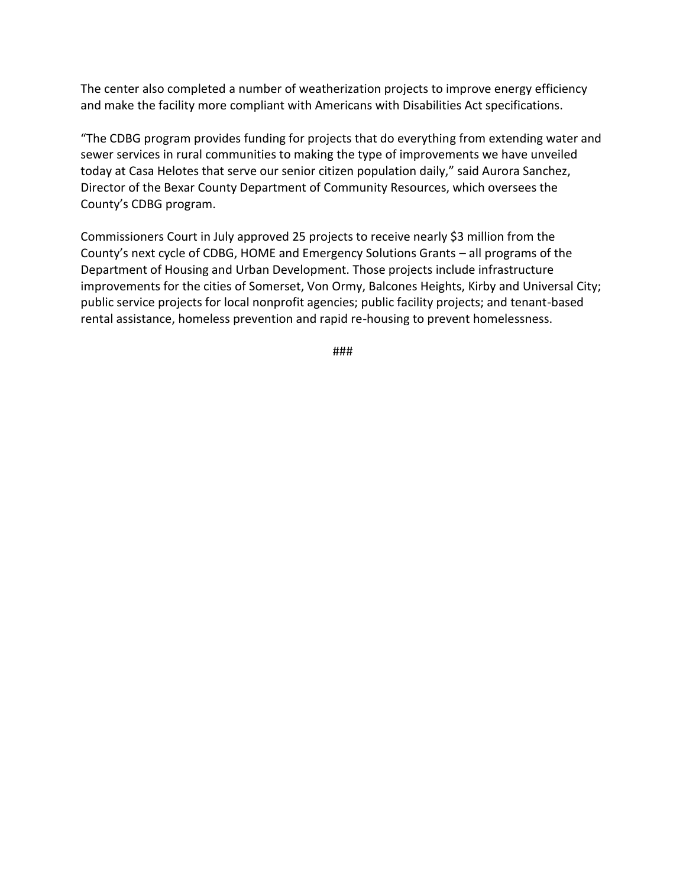The center also completed a number of weatherization projects to improve energy efficiency and make the facility more compliant with Americans with Disabilities Act specifications.

"The CDBG program provides funding for projects that do everything from extending water and sewer services in rural communities to making the type of improvements we have unveiled today at Casa Helotes that serve our senior citizen population daily," said Aurora Sanchez, Director of the Bexar County Department of Community Resources, which oversees the County's CDBG program.

Commissioners Court in July approved 25 projects to receive nearly $3 million from the County's next cycle of CDBG, HOME and Emergency Solutions Grants – all programs of the Department of Housing and Urban Development. Those projects include infrastructure improvements for the cities of Somerset, Von Ormy, Balcones Heights, Kirby and Universal City; public service projects for local nonprofit agencies; public facility projects; and tenant-based rental assistance, homeless prevention and rapid re-housing to prevent homelessness.

###